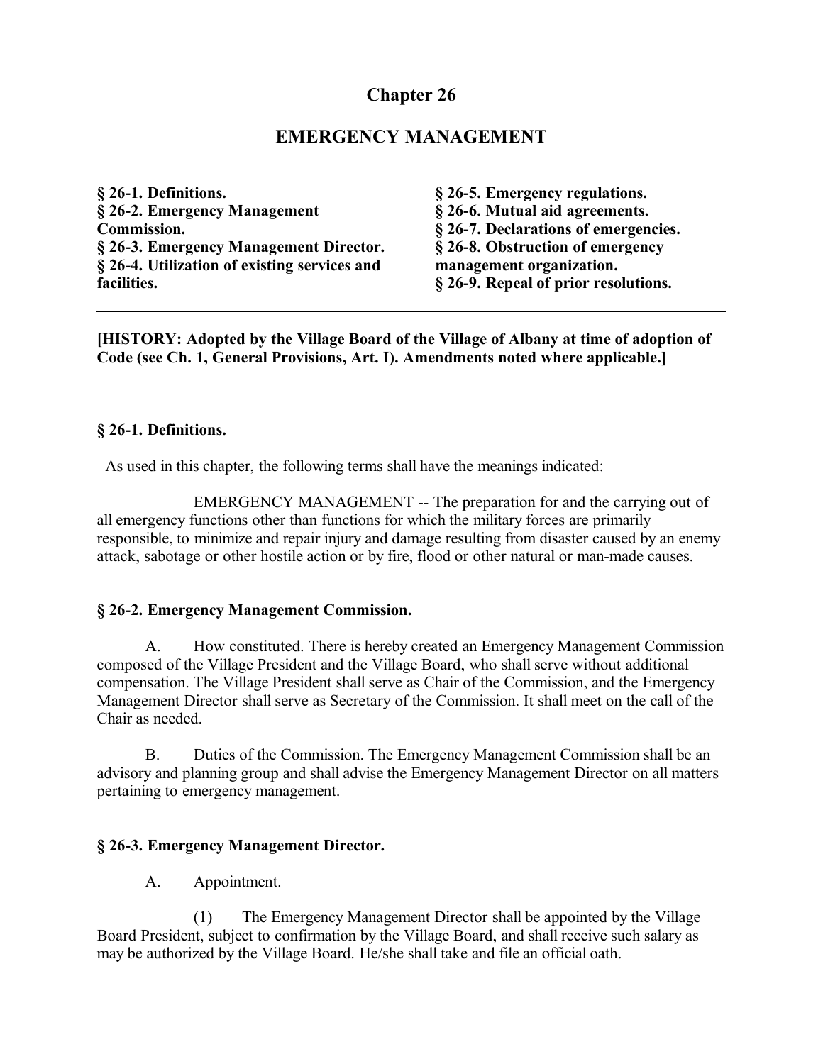# Chapter 26

## EMERGENCY MANAGEMENT

**§ 26-1. Definitions.**
**§ 26-2. Emergency Management Commission.**
**§ 26-3. Emergency Management Director.**
**§ 26-4. Utilization of existing services and facilities.**
**§ 26-5. Emergency regulations.**
**§ 26-6. Mutual aid agreements.**
**§ 26-7. Declarations of emergencies.**
**§ 26-8. Obstruction of emergency management organization.**
**§ 26-9. Repeal of prior resolutions.**

---

**[HISTORY: Adopted by the Village Board of the Village of Albany at time of adoption of Code (see Ch. 1, General Provisions, Art. I). Amendments noted where applicable.]**

### § 26-1. Definitions.

As used in this chapter, the following terms shall have the meanings indicated:

EMERGENCY MANAGEMENT -- The preparation for and the carrying out of all emergency functions other than functions for which the military forces are primarily responsible, to minimize and repair injury and damage resulting from disaster caused by an enemy attack, sabotage or other hostile action or by fire, flood or other natural or man-made causes.

### § 26-2. Emergency Management Commission.

A. How constituted. There is hereby created an Emergency Management Commission composed of the Village President and the Village Board, who shall serve without additional compensation. The Village President shall serve as Chair of the Commission, and the Emergency Management Director shall serve as Secretary of the Commission. It shall meet on the call of the Chair as needed.

B. Duties of the Commission. The Emergency Management Commission shall be an advisory and planning group and shall advise the Emergency Management Director on all matters pertaining to emergency management.

### § 26-3. Emergency Management Director.

A. Appointment.

(1) The Emergency Management Director shall be appointed by the Village Board President, subject to confirmation by the Village Board, and shall receive such salary as may be authorized by the Village Board. He/she shall take and file an official oath.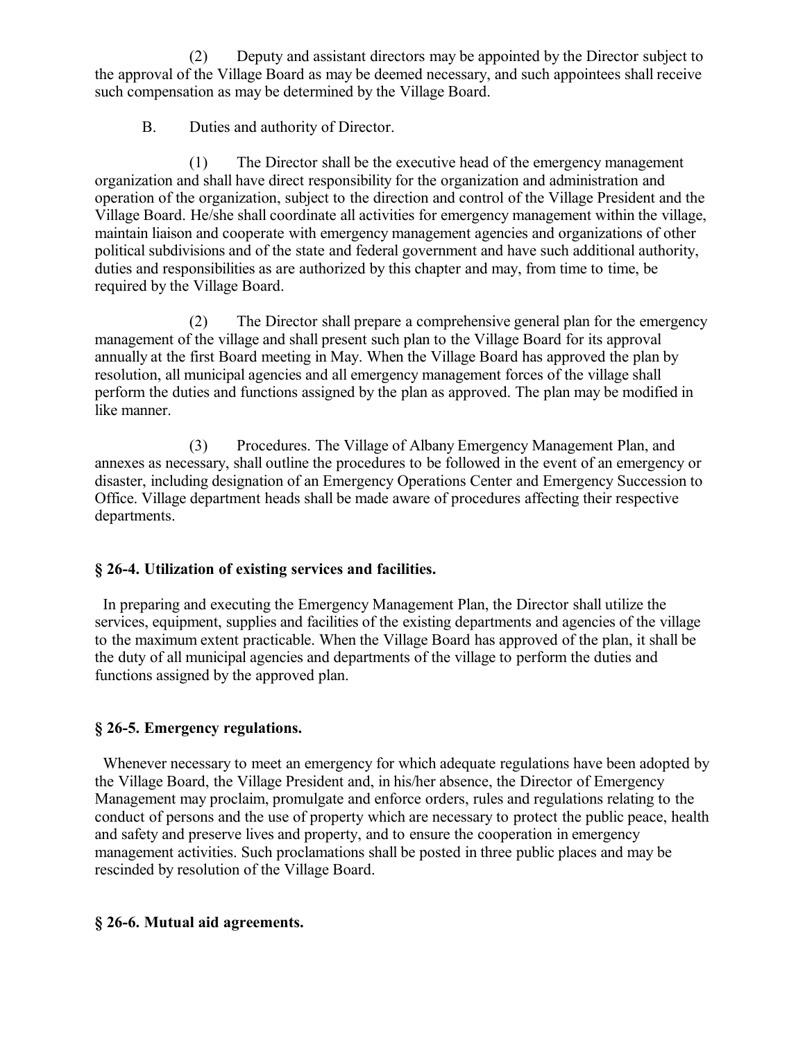(2) Deputy and assistant directors may be appointed by the Director subject to the approval of the Village Board as may be deemed necessary, and such appointees shall receive such compensation as may be determined by the Village Board.

B. Duties and authority of Director.

(1) The Director shall be the executive head of the emergency management organization and shall have direct responsibility for the organization and administration and operation of the organization, subject to the direction and control of the Village President and the Village Board. He/she shall coordinate all activities for emergency management within the village, maintain liaison and cooperate with emergency management agencies and organizations of other political subdivisions and of the state and federal government and have such additional authority, duties and responsibilities as are authorized by this chapter and may, from time to time, be required by the Village Board.

(2) The Director shall prepare a comprehensive general plan for the emergency management of the village and shall present such plan to the Village Board for its approval annually at the first Board meeting in May. When the Village Board has approved the plan by resolution, all municipal agencies and all emergency management forces of the village shall perform the duties and functions assigned by the plan as approved. The plan may be modified in like manner.

(3) Procedures. The Village of Albany Emergency Management Plan, and annexes as necessary, shall outline the procedures to be followed in the event of an emergency or disaster, including designation of an Emergency Operations Center and Emergency Succession to Office. Village department heads shall be made aware of procedures affecting their respective departments.

### § 26-4. Utilization of existing services and facilities.

In preparing and executing the Emergency Management Plan, the Director shall utilize the services, equipment, supplies and facilities of the existing departments and agencies of the village to the maximum extent practicable. When the Village Board has approved of the plan, it shall be the duty of all municipal agencies and departments of the village to perform the duties and functions assigned by the approved plan.

### § 26-5. Emergency regulations.

Whenever necessary to meet an emergency for which adequate regulations have been adopted by the Village Board, the Village President and, in his/her absence, the Director of Emergency Management may proclaim, promulgate and enforce orders, rules and regulations relating to the conduct of persons and the use of property which are necessary to protect the public peace, health and safety and preserve lives and property, and to ensure the cooperation in emergency management activities. Such proclamations shall be posted in three public places and may be rescinded by resolution of the Village Board.

### § 26-6. Mutual aid agreements.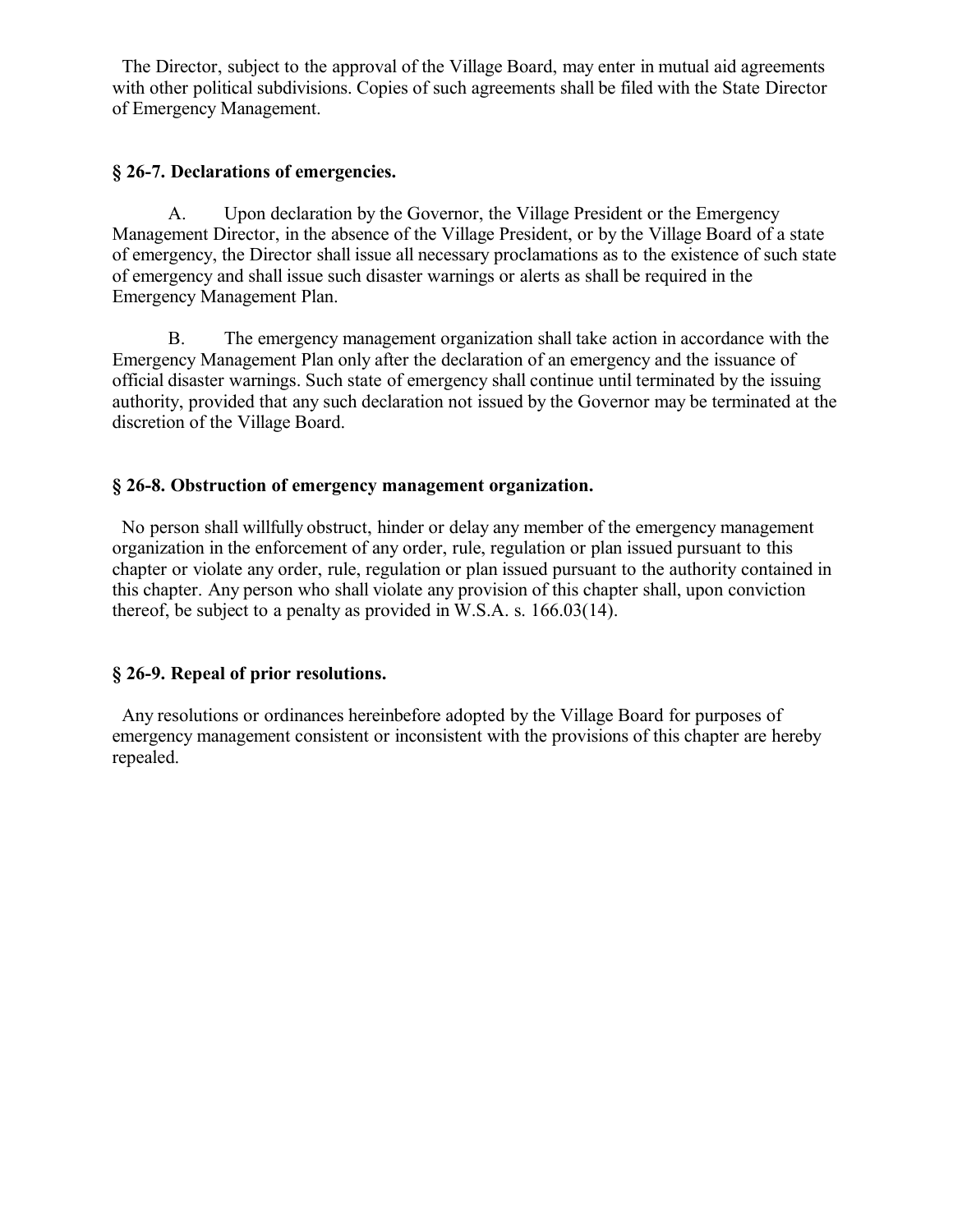The Director, subject to the approval of the Village Board, may enter in mutual aid agreements with other political subdivisions. Copies of such agreements shall be filed with the State Director of Emergency Management.

**§ 26-7. Declarations of emergencies.**

A. Upon declaration by the Governor, the Village President or the Emergency Management Director, in the absence of the Village President, or by the Village Board of a state of emergency, the Director shall issue all necessary proclamations as to the existence of such state of emergency and shall issue such disaster warnings or alerts as shall be required in the Emergency Management Plan.

B. The emergency management organization shall take action in accordance with the Emergency Management Plan only after the declaration of an emergency and the issuance of official disaster warnings. Such state of emergency shall continue until terminated by the issuing authority, provided that any such declaration not issued by the Governor may be terminated at the discretion of the Village Board.

**§ 26-8. Obstruction of emergency management organization.**

No person shall willfully obstruct, hinder or delay any member of the emergency management organization in the enforcement of any order, rule, regulation or plan issued pursuant to this chapter or violate any order, rule, regulation or plan issued pursuant to the authority contained in this chapter. Any person who shall violate any provision of this chapter shall, upon conviction thereof, be subject to a penalty as provided in W.S.A. s. 166.03(14).

**§ 26-9. Repeal of prior resolutions.**

Any resolutions or ordinances hereinbefore adopted by the Village Board for purposes of emergency management consistent or inconsistent with the provisions of this chapter are hereby repealed.